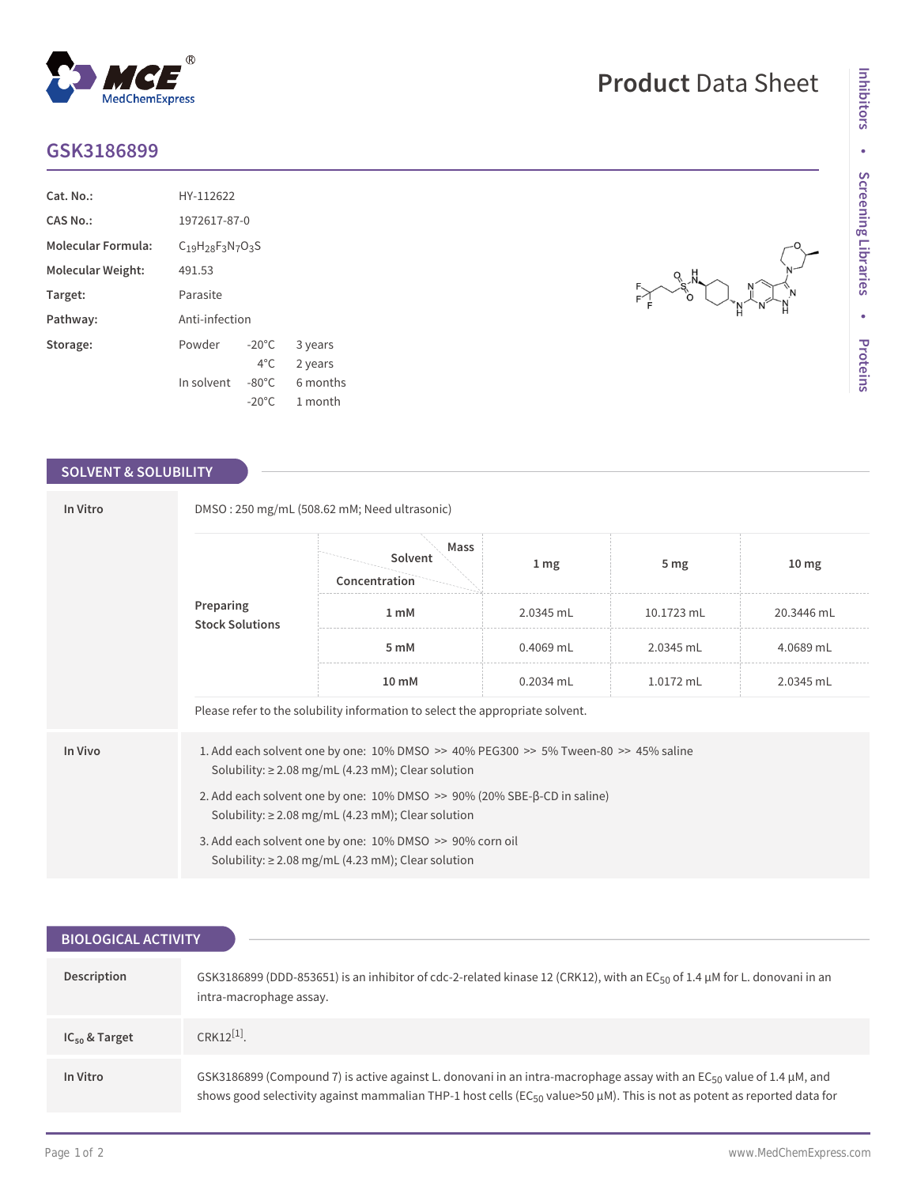# Product Data Sheet

## GSK3186899

| | |
|---|---|
| **Cat. No.:** | HY-112622 |
| **CAS No.:** | 1972617-87-0 |
| **Molecular Formula:** | $C_{19}H_{28}F_3N_7O_3S$ |
| **Molecular Weight:** | 491.53 |
| **Target:** | Parasite |
| **Pathway:** | Anti-infection |
| **Storage:** | Powder -20°C 3 years; 4°C 2 years. In solvent -80°C 6 months; -20°C 1 month |

## SOLVENT & SOLUBILITY

**In Vitro**

DMSO : 250 mg/mL (508.62 mM; Need ultrasonic)

**Preparing Stock Solutions**

| Concentration \ Mass (Solvent) | 1 mg | 5 mg | 10 mg |
|---|---|---|---|
| 1 mM | 2.0345 mL | 10.1723 mL | 20.3446 mL |
| 5 mM | 0.4069 mL | 2.0345 mL | 4.0689 mL |
| 10 mM | 0.2034 mL | 1.0172 mL | 2.0345 mL |

Please refer to the solubility information to select the appropriate solvent.

**In Vivo**

1. Add each solvent one by one: 10% DMSO >> 40% PEG300 >> 5% Tween-80 >> 45% saline
   Solubility: ≥ 2.08 mg/mL (4.23 mM); Clear solution
2. Add each solvent one by one: 10% DMSO >> 90% (20% SBE-β-CD in saline)
   Solubility: ≥ 2.08 mg/mL (4.23 mM); Clear solution
3. Add each solvent one by one: 10% DMSO >> 90% corn oil
   Solubility: ≥ 2.08 mg/mL (4.23 mM); Clear solution

## BIOLOGICAL ACTIVITY

**Description**

GSK3186899 (DDD-853651) is an inhibitor of cdc-2-related kinase 12 (CRK12), with an $EC_{50}$ of 1.4 μM for L. donovani in an intra-macrophage assay.

**$IC_{50}$ & Target**

CRK12[1].

**In Vitro**

GSK3186899 (Compound 7) is active against L. donovani in an intra-macrophage assay with an $EC_{50}$ value of 1.4 μM, and shows good selectivity against mammalian THP-1 host cells ($EC_{50}$ value>50 μM). This is not as potent as reported data for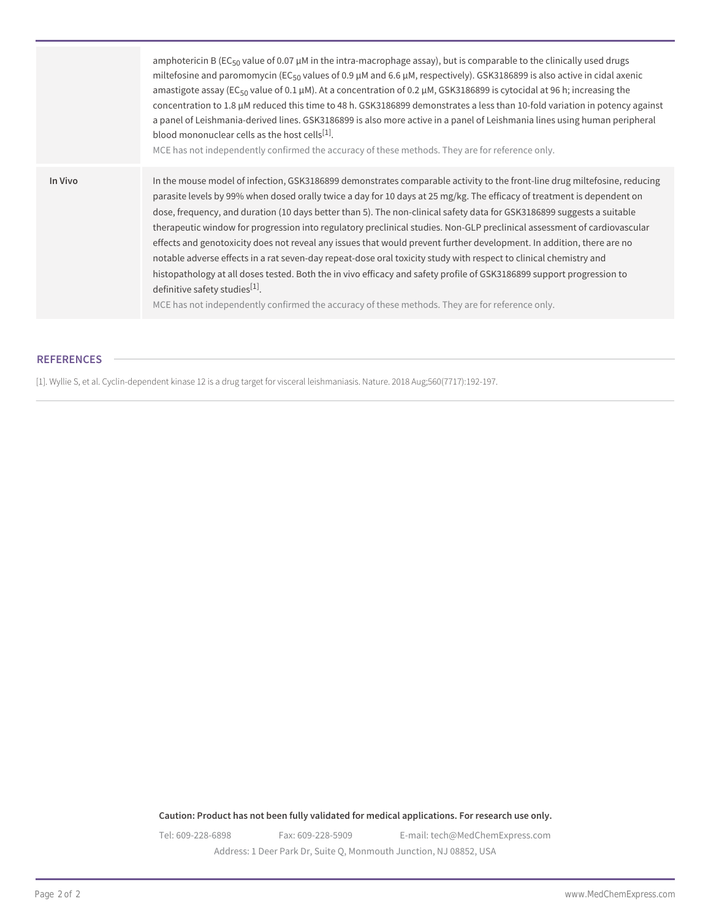| | |
|---|---|
| | amphotericin B ($EC_{50}$ value of 0.07 μM in the intra-macrophage assay), but is comparable to the clinically used drugs miltefosine and paromomycin ($EC_{50}$ values of 0.9 μM and 6.6 μM, respectively). GSK3186899 is also active in cidal axenic amastigote assay ($EC_{50}$ value of 0.1 μM). At a concentration of 0.2 μM, GSK3186899 is cytocidal at 96 h; increasing the concentration to 1.8 μM reduced this time to 48 h. GSK3186899 demonstrates a less than 10-fold variation in potency against a panel of Leishmania-derived lines. GSK3186899 is also more active in a panel of Leishmania lines using human peripheral blood mononuclear cells as the host cells[1].<br>MCE has not independently confirmed the accuracy of these methods. They are for reference only. |
| **In Vivo** | In the mouse model of infection, GSK3186899 demonstrates comparable activity to the front-line drug miltefosine, reducing parasite levels by 99% when dosed orally twice a day for 10 days at 25 mg/kg. The efficacy of treatment is dependent on dose, frequency, and duration (10 days better than 5). The non-clinical safety data for GSK3186899 suggests a suitable therapeutic window for progression into regulatory preclinical studies. Non-GLP preclinical assessment of cardiovascular effects and genotoxicity does not reveal any issues that would prevent further development. In addition, there are no notable adverse effects in a rat seven-day repeat-dose oral toxicity study with respect to clinical chemistry and histopathology at all doses tested. Both the in vivo efficacy and safety profile of GSK3186899 support progression to definitive safety studies[1].<br>MCE has not independently confirmed the accuracy of these methods. They are for reference only. |

## REFERENCES

[1]. Wyllie S, et al. Cyclin-dependent kinase 12 is a drug target for visceral leishmaniasis. Nature. 2018 Aug;560(7717):192-197.

**Caution: Product has not been fully validated for medical applications. For research use only.**

Tel: 609-228-6898 Fax: 609-228-5909 E-mail: tech@MedChemExpress.com

Address: 1 Deer Park Dr, Suite Q, Monmouth Junction, NJ 08852, USA